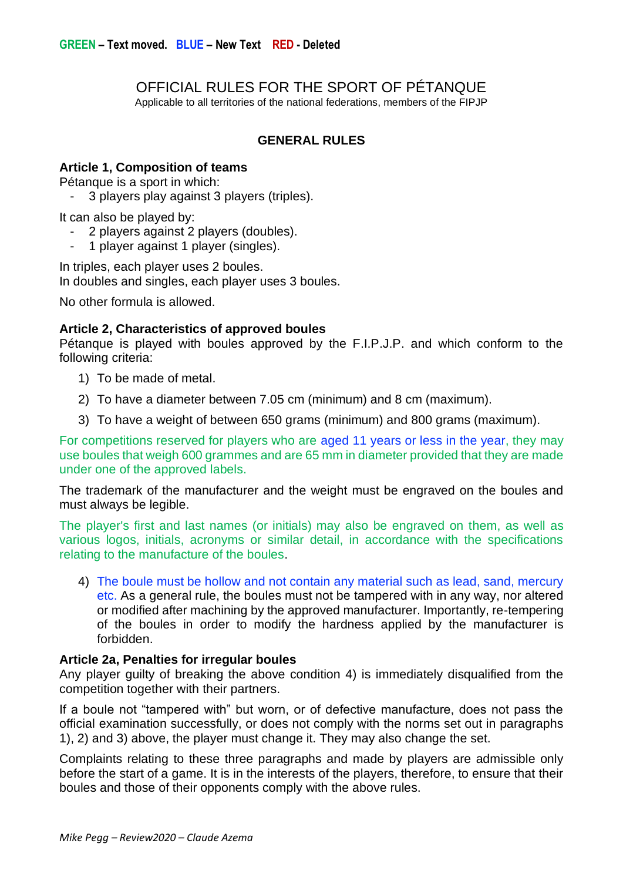**GREEN – Text moved. BLUE – New Text RED - Deleted**

# OFFICIAL RULES FOR THE SPORT OF PÉTANQUE

Applicable to all territories of the national federations, members of the FIPJP

## GENERAL RULES

### Article 1, Composition of teams

Pétanque is a sport in which:

- 3 players play against 3 players (triples).

It can also be played by:

- 2 players against 2 players (doubles).
- 1 player against 1 player (singles).

In triples, each player uses 2 boules.
In doubles and singles, each player uses 3 boules.

No other formula is allowed.

### Article 2, Characteristics of approved boules

Pétanque is played with boules approved by the F.I.P.J.P. and which conform to the following criteria:

1) To be made of metal.
2) To have a diameter between 7.05 cm (minimum) and 8 cm (maximum).
3) To have a weight of between 650 grams (minimum) and 800 grams (maximum).

For competitions reserved for players who are aged 11 years or less in the year, they may use boules that weigh 600 grammes and are 65 mm in diameter provided that they are made under one of the approved labels.

The trademark of the manufacturer and the weight must be engraved on the boules and must always be legible.

The player's first and last names (or initials) may also be engraved on them, as well as various logos, initials, acronyms or similar detail, in accordance with the specifications relating to the manufacture of the boules.

4) The boule must be hollow and not contain any material such as lead, sand, mercury etc. As a general rule, the boules must not be tampered with in any way, nor altered or modified after machining by the approved manufacturer. Importantly, re-tempering of the boules in order to modify the hardness applied by the manufacturer is forbidden.

### Article 2a, Penalties for irregular boules

Any player guilty of breaking the above condition 4) is immediately disqualified from the competition together with their partners.

If a boule not "tampered with" but worn, or of defective manufacture, does not pass the official examination successfully, or does not comply with the norms set out in paragraphs 1), 2) and 3) above, the player must change it. They may also change the set.

Complaints relating to these three paragraphs and made by players are admissible only before the start of a game. It is in the interests of the players, therefore, to ensure that their boules and those of their opponents comply with the above rules.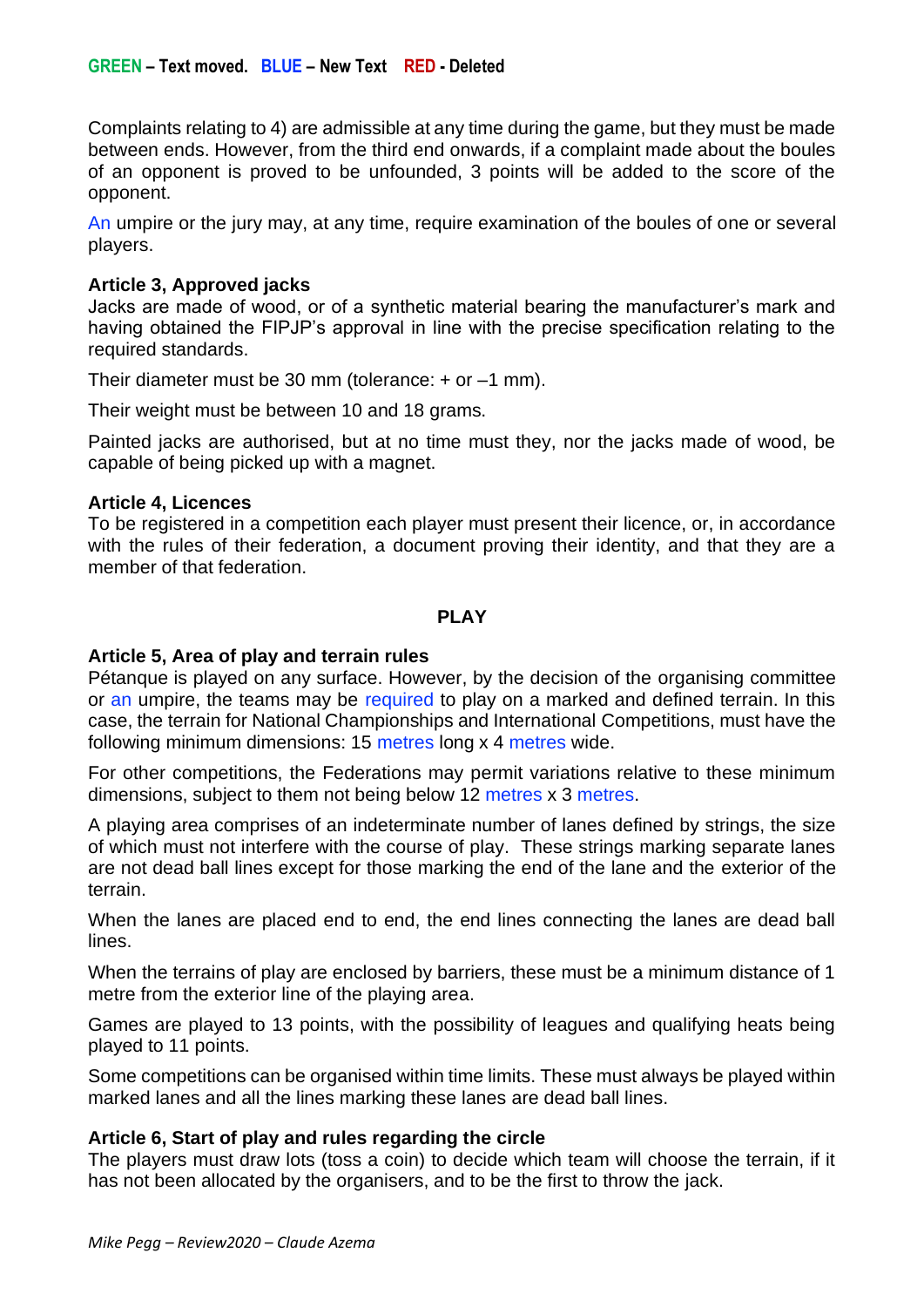**GREEN – Text moved. BLUE – New Text RED - Deleted**

Complaints relating to 4) are admissible at any time during the game, but they must be made between ends. However, from the third end onwards, if a complaint made about the boules of an opponent is proved to be unfounded, 3 points will be added to the score of the opponent.

An umpire or the jury may, at any time, require examination of the boules of one or several players.

**Article 3, Approved jacks**
Jacks are made of wood, or of a synthetic material bearing the manufacturer's mark and having obtained the FIPJP's approval in line with the precise specification relating to the required standards.

Their diameter must be 30 mm (tolerance: + or –1 mm).

Their weight must be between 10 and 18 grams.

Painted jacks are authorised, but at no time must they, nor the jacks made of wood, be capable of being picked up with a magnet.

**Article 4, Licences**
To be registered in a competition each player must present their licence, or, in accordance with the rules of their federation, a document proving their identity, and that they are a member of that federation.

## PLAY

**Article 5, Area of play and terrain rules**
Pétanque is played on any surface. However, by the decision of the organising committee or an umpire, the teams may be required to play on a marked and defined terrain. In this case, the terrain for National Championships and International Competitions, must have the following minimum dimensions: 15 metres long x 4 metres wide.

For other competitions, the Federations may permit variations relative to these minimum dimensions, subject to them not being below 12 metres x 3 metres.

A playing area comprises of an indeterminate number of lanes defined by strings, the size of which must not interfere with the course of play. These strings marking separate lanes are not dead ball lines except for those marking the end of the lane and the exterior of the terrain.

When the lanes are placed end to end, the end lines connecting the lanes are dead ball lines.

When the terrains of play are enclosed by barriers, these must be a minimum distance of 1 metre from the exterior line of the playing area.

Games are played to 13 points, with the possibility of leagues and qualifying heats being played to 11 points.

Some competitions can be organised within time limits. These must always be played within marked lanes and all the lines marking these lanes are dead ball lines.

**Article 6, Start of play and rules regarding the circle**
The players must draw lots (toss a coin) to decide which team will choose the terrain, if it has not been allocated by the organisers, and to be the first to throw the jack.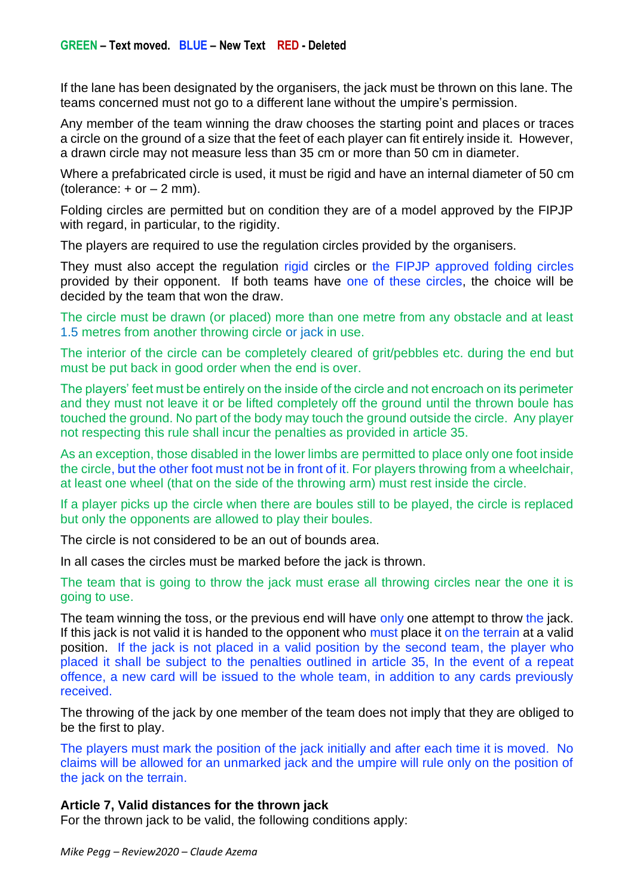**GREEN – Text moved. BLUE – New Text RED - Deleted**

If the lane has been designated by the organisers, the jack must be thrown on this lane. The teams concerned must not go to a different lane without the umpire's permission.

Any member of the team winning the draw chooses the starting point and places or traces a circle on the ground of a size that the feet of each player can fit entirely inside it. However, a drawn circle may not measure less than 35 cm or more than 50 cm in diameter.

Where a prefabricated circle is used, it must be rigid and have an internal diameter of 50 cm (tolerance: + or – 2 mm).

Folding circles are permitted but on condition they are of a model approved by the FIPJP with regard, in particular, to the rigidity.

The players are required to use the regulation circles provided by the organisers.

They must also accept the regulation rigid circles or the FIPJP approved folding circles provided by their opponent. If both teams have one of these circles, the choice will be decided by the team that won the draw.

The circle must be drawn (or placed) more than one metre from any obstacle and at least 1.5 metres from another throwing circle or jack in use.

The interior of the circle can be completely cleared of grit/pebbles etc. during the end but must be put back in good order when the end is over.

The players' feet must be entirely on the inside of the circle and not encroach on its perimeter and they must not leave it or be lifted completely off the ground until the thrown boule has touched the ground. No part of the body may touch the ground outside the circle. Any player not respecting this rule shall incur the penalties as provided in article 35.

As an exception, those disabled in the lower limbs are permitted to place only one foot inside the circle, but the other foot must not be in front of it. For players throwing from a wheelchair, at least one wheel (that on the side of the throwing arm) must rest inside the circle.

If a player picks up the circle when there are boules still to be played, the circle is replaced but only the opponents are allowed to play their boules.

The circle is not considered to be an out of bounds area.

In all cases the circles must be marked before the jack is thrown.

The team that is going to throw the jack must erase all throwing circles near the one it is going to use.

The team winning the toss, or the previous end will have only one attempt to throw the jack. If this jack is not valid it is handed to the opponent who must place it on the terrain at a valid position. If the jack is not placed in a valid position by the second team, the player who placed it shall be subject to the penalties outlined in article 35, In the event of a repeat offence, a new card will be issued to the whole team, in addition to any cards previously received.

The throwing of the jack by one member of the team does not imply that they are obliged to be the first to play.

The players must mark the position of the jack initially and after each time it is moved. No claims will be allowed for an unmarked jack and the umpire will rule only on the position of the jack on the terrain.

**Article 7, Valid distances for the thrown jack**
For the thrown jack to be valid, the following conditions apply:

*Mike Pegg – Review2020 – Claude Azema*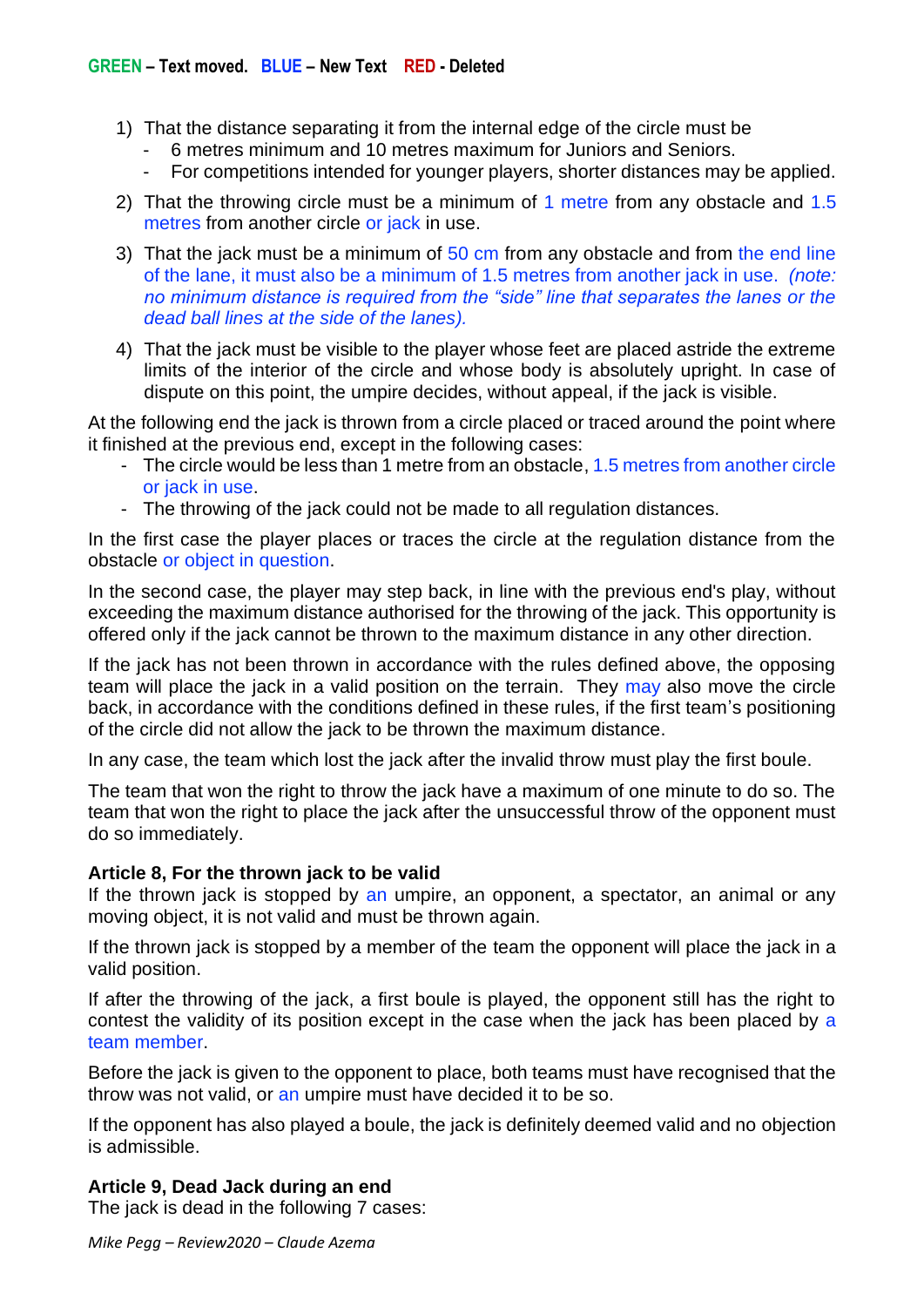**GREEN – Text moved. BLUE – New Text RED - Deleted**

1) That the distance separating it from the internal edge of the circle must be
   - 6 metres minimum and 10 metres maximum for Juniors and Seniors.
   - For competitions intended for younger players, shorter distances may be applied.
2) That the throwing circle must be a minimum of 1 metre from any obstacle and 1.5 metres from another circle or jack in use.
3) That the jack must be a minimum of 50 cm from any obstacle and from the end line of the lane, it must also be a minimum of 1.5 metres from another jack in use. *(note: no minimum distance is required from the "side" line that separates the lanes or the dead ball lines at the side of the lanes).*
4) That the jack must be visible to the player whose feet are placed astride the extreme limits of the interior of the circle and whose body is absolutely upright. In case of dispute on this point, the umpire decides, without appeal, if the jack is visible.

At the following end the jack is thrown from a circle placed or traced around the point where it finished at the previous end, except in the following cases:
- The circle would be less than 1 metre from an obstacle, 1.5 metres from another circle or jack in use.
- The throwing of the jack could not be made to all regulation distances.

In the first case the player places or traces the circle at the regulation distance from the obstacle or object in question.

In the second case, the player may step back, in line with the previous end's play, without exceeding the maximum distance authorised for the throwing of the jack. This opportunity is offered only if the jack cannot be thrown to the maximum distance in any other direction.

If the jack has not been thrown in accordance with the rules defined above, the opposing team will place the jack in a valid position on the terrain. They may also move the circle back, in accordance with the conditions defined in these rules, if the first team's positioning of the circle did not allow the jack to be thrown the maximum distance.

In any case, the team which lost the jack after the invalid throw must play the first boule.

The team that won the right to throw the jack have a maximum of one minute to do so. The team that won the right to place the jack after the unsuccessful throw of the opponent must do so immediately.

**Article 8, For the thrown jack to be valid**

If the thrown jack is stopped by an umpire, an opponent, a spectator, an animal or any moving object, it is not valid and must be thrown again.

If the thrown jack is stopped by a member of the team the opponent will place the jack in a valid position.

If after the throwing of the jack, a first boule is played, the opponent still has the right to contest the validity of its position except in the case when the jack has been placed by a team member.

Before the jack is given to the opponent to place, both teams must have recognised that the throw was not valid, or an umpire must have decided it to be so.

If the opponent has also played a boule, the jack is definitely deemed valid and no objection is admissible.

**Article 9, Dead Jack during an end**

The jack is dead in the following 7 cases: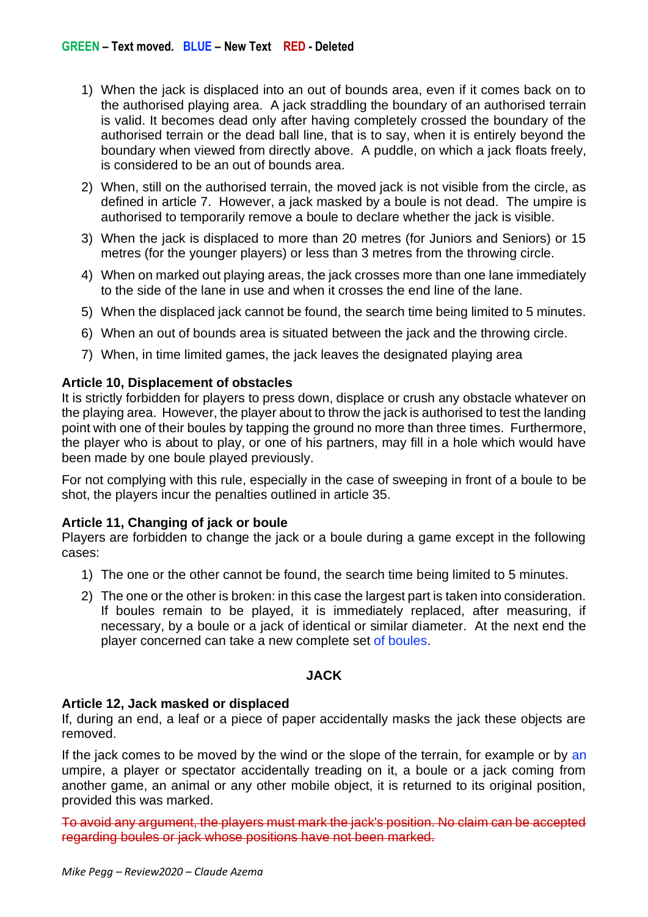**GREEN – Text moved. BLUE – New Text RED - Deleted**

1) When the jack is displaced into an out of bounds area, even if it comes back on to the authorised playing area. A jack straddling the boundary of an authorised terrain is valid. It becomes dead only after having completely crossed the boundary of the authorised terrain or the dead ball line, that is to say, when it is entirely beyond the boundary when viewed from directly above. A puddle, on which a jack floats freely, is considered to be an out of bounds area.
2) When, still on the authorised terrain, the moved jack is not visible from the circle, as defined in article 7. However, a jack masked by a boule is not dead. The umpire is authorised to temporarily remove a boule to declare whether the jack is visible.
3) When the jack is displaced to more than 20 metres (for Juniors and Seniors) or 15 metres (for the younger players) or less than 3 metres from the throwing circle.
4) When on marked out playing areas, the jack crosses more than one lane immediately to the side of the lane in use and when it crosses the end line of the lane.
5) When the displaced jack cannot be found, the search time being limited to 5 minutes.
6) When an out of bounds area is situated between the jack and the throwing circle.
7) When, in time limited games, the jack leaves the designated playing area

**Article 10, Displacement of obstacles**
It is strictly forbidden for players to press down, displace or crush any obstacle whatever on the playing area. However, the player about to throw the jack is authorised to test the landing point with one of their boules by tapping the ground no more than three times. Furthermore, the player who is about to play, or one of his partners, may fill in a hole which would have been made by one boule played previously.

For not complying with this rule, especially in the case of sweeping in front of a boule to be shot, the players incur the penalties outlined in article 35.

**Article 11, Changing of jack or boule**
Players are forbidden to change the jack or a boule during a game except in the following cases:

1) The one or the other cannot be found, the search time being limited to 5 minutes.
2) The one or the other is broken: in this case the largest part is taken into consideration. If boules remain to be played, it is immediately replaced, after measuring, if necessary, by a boule or a jack of identical or similar diameter. At the next end the player concerned can take a new complete set of boules.

## JACK

**Article 12, Jack masked or displaced**
If, during an end, a leaf or a piece of paper accidentally masks the jack these objects are removed.

If the jack comes to be moved by the wind or the slope of the terrain, for example or by an umpire, a player or spectator accidentally treading on it, a boule or a jack coming from another game, an animal or any other mobile object, it is returned to its original position, provided this was marked.

~~To avoid any argument, the players must mark the jack's position. No claim can be accepted regarding boules or jack whose positions have not been marked.~~

*Mike Pegg – Review2020 – Claude Azema*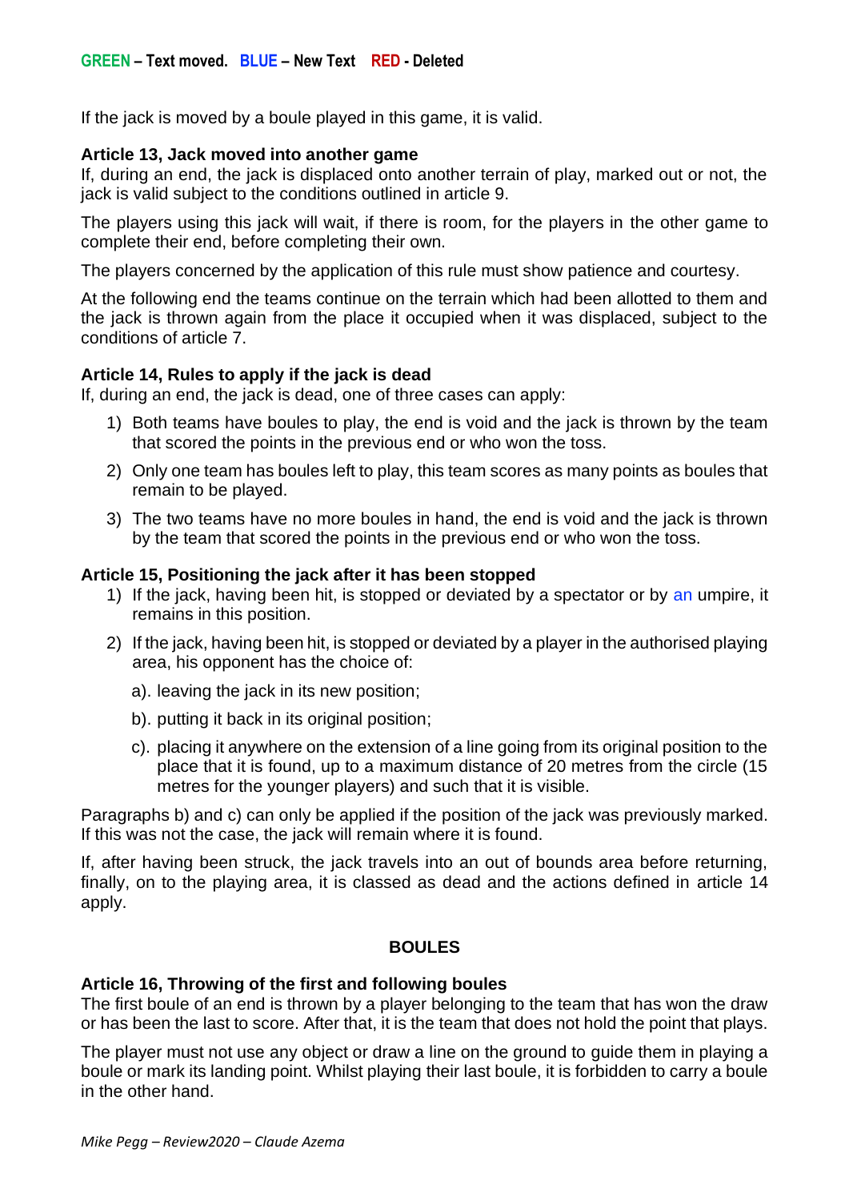**GREEN – Text moved. BLUE – New Text RED - Deleted**

If the jack is moved by a boule played in this game, it is valid.

**Article 13, Jack moved into another game**
If, during an end, the jack is displaced onto another terrain of play, marked out or not, the jack is valid subject to the conditions outlined in article 9.

The players using this jack will wait, if there is room, for the players in the other game to complete their end, before completing their own.

The players concerned by the application of this rule must show patience and courtesy.

At the following end the teams continue on the terrain which had been allotted to them and the jack is thrown again from the place it occupied when it was displaced, subject to the conditions of article 7.

**Article 14, Rules to apply if the jack is dead**
If, during an end, the jack is dead, one of three cases can apply:

1) Both teams have boules to play, the end is void and the jack is thrown by the team that scored the points in the previous end or who won the toss.
2) Only one team has boules left to play, this team scores as many points as boules that remain to be played.
3) The two teams have no more boules in hand, the end is void and the jack is thrown by the team that scored the points in the previous end or who won the toss.

**Article 15, Positioning the jack after it has been stopped**

1) If the jack, having been hit, is stopped or deviated by a spectator or by an umpire, it remains in this position.
2) If the jack, having been hit, is stopped or deviated by a player in the authorised playing area, his opponent has the choice of:

   a). leaving the jack in its new position;

   b). putting it back in its original position;

   c). placing it anywhere on the extension of a line going from its original position to the place that it is found, up to a maximum distance of 20 metres from the circle (15 metres for the younger players) and such that it is visible.

Paragraphs b) and c) can only be applied if the position of the jack was previously marked. If this was not the case, the jack will remain where it is found.

If, after having been struck, the jack travels into an out of bounds area before returning, finally, on to the playing area, it is classed as dead and the actions defined in article 14 apply.

**BOULES**

**Article 16, Throwing of the first and following boules**
The first boule of an end is thrown by a player belonging to the team that has won the draw or has been the last to score. After that, it is the team that does not hold the point that plays.

The player must not use any object or draw a line on the ground to guide them in playing a boule or mark its landing point. Whilst playing their last boule, it is forbidden to carry a boule in the other hand.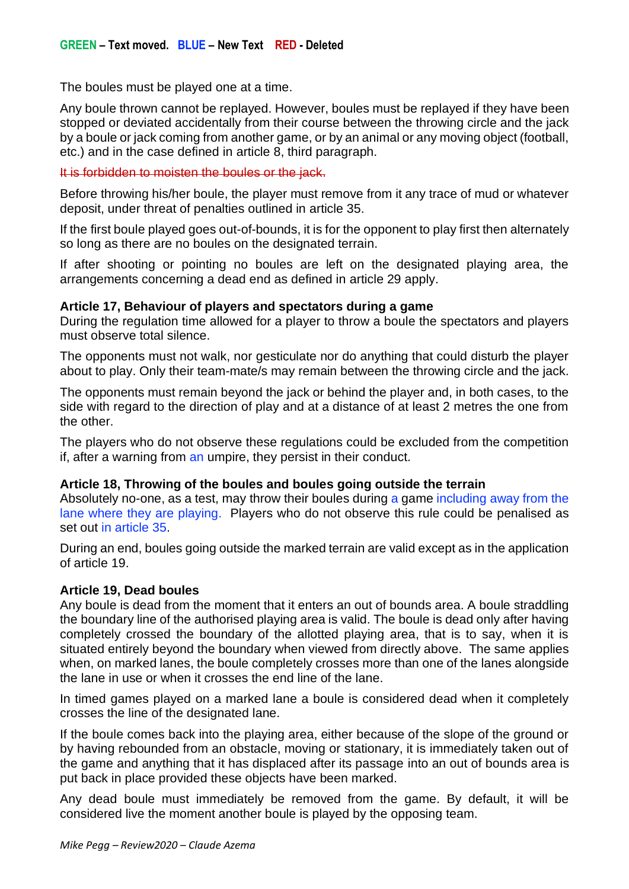**GREEN – Text moved. BLUE – New Text RED - Deleted**

The boules must be played one at a time.

Any boule thrown cannot be replayed. However, boules must be replayed if they have been stopped or deviated accidentally from their course between the throwing circle and the jack by a boule or jack coming from another game, or by an animal or any moving object (football, etc.) and in the case defined in article 8, third paragraph.

~~It is forbidden to moisten the boules or the jack.~~

Before throwing his/her boule, the player must remove from it any trace of mud or whatever deposit, under threat of penalties outlined in article 35.

If the first boule played goes out-of-bounds, it is for the opponent to play first then alternately so long as there are no boules on the designated terrain.

If after shooting or pointing no boules are left on the designated playing area, the arrangements concerning a dead end as defined in article 29 apply.

**Article 17, Behaviour of players and spectators during a game**

During the regulation time allowed for a player to throw a boule the spectators and players must observe total silence.

The opponents must not walk, nor gesticulate nor do anything that could disturb the player about to play. Only their team-mate/s may remain between the throwing circle and the jack.

The opponents must remain beyond the jack or behind the player and, in both cases, to the side with regard to the direction of play and at a distance of at least 2 metres the one from the other.

The players who do not observe these regulations could be excluded from the competition if, after a warning from an umpire, they persist in their conduct.

**Article 18, Throwing of the boules and boules going outside the terrain**

Absolutely no-one, as a test, may throw their boules during a game including away from the lane where they are playing. Players who do not observe this rule could be penalised as set out in article 35.

During an end, boules going outside the marked terrain are valid except as in the application of article 19.

**Article 19, Dead boules**

Any boule is dead from the moment that it enters an out of bounds area. A boule straddling the boundary line of the authorised playing area is valid. The boule is dead only after having completely crossed the boundary of the allotted playing area, that is to say, when it is situated entirely beyond the boundary when viewed from directly above. The same applies when, on marked lanes, the boule completely crosses more than one of the lanes alongside the lane in use or when it crosses the end line of the lane.

In timed games played on a marked lane a boule is considered dead when it completely crosses the line of the designated lane.

If the boule comes back into the playing area, either because of the slope of the ground or by having rebounded from an obstacle, moving or stationary, it is immediately taken out of the game and anything that it has displaced after its passage into an out of bounds area is put back in place provided these objects have been marked.

Any dead boule must immediately be removed from the game. By default, it will be considered live the moment another boule is played by the opposing team.

*Mike Pegg – Review2020 – Claude Azema*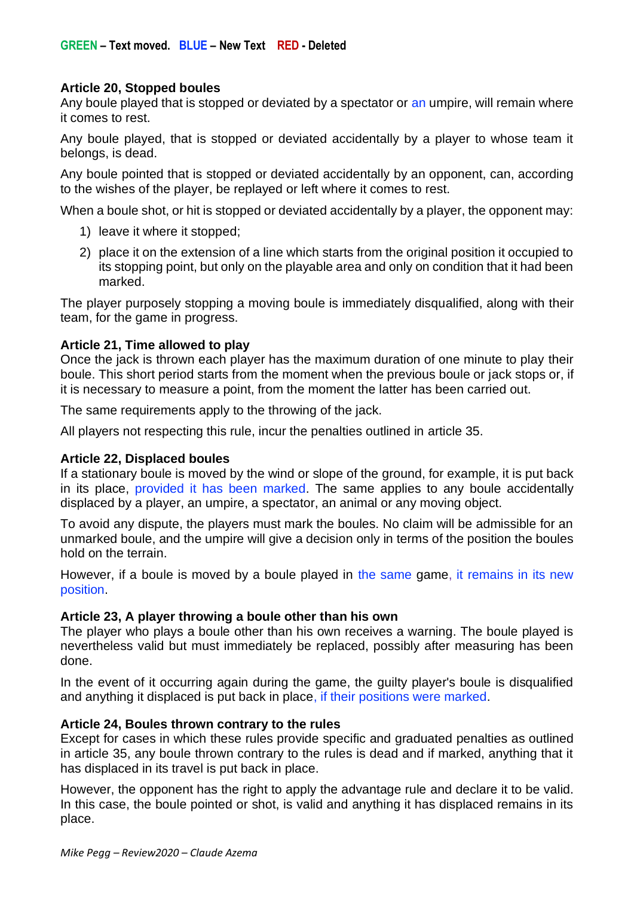GREEN – Text moved. BLUE – New Text RED - Deleted

**Article 20, Stopped boules**
Any boule played that is stopped or deviated by a spectator or an umpire, will remain where it comes to rest.

Any boule played, that is stopped or deviated accidentally by a player to whose team it belongs, is dead.

Any boule pointed that is stopped or deviated accidentally by an opponent, can, according to the wishes of the player, be replayed or left where it comes to rest.

When a boule shot, or hit is stopped or deviated accidentally by a player, the opponent may:

1) leave it where it stopped;
2) place it on the extension of a line which starts from the original position it occupied to its stopping point, but only on the playable area and only on condition that it had been marked.

The player purposely stopping a moving boule is immediately disqualified, along with their team, for the game in progress.

**Article 21, Time allowed to play**
Once the jack is thrown each player has the maximum duration of one minute to play their boule. This short period starts from the moment when the previous boule or jack stops or, if it is necessary to measure a point, from the moment the latter has been carried out.

The same requirements apply to the throwing of the jack.

All players not respecting this rule, incur the penalties outlined in article 35.

**Article 22, Displaced boules**
If a stationary boule is moved by the wind or slope of the ground, for example, it is put back in its place, provided it has been marked. The same applies to any boule accidentally displaced by a player, an umpire, a spectator, an animal or any moving object.

To avoid any dispute, the players must mark the boules. No claim will be admissible for an unmarked boule, and the umpire will give a decision only in terms of the position the boules hold on the terrain.

However, if a boule is moved by a boule played in the same game, it remains in its new position.

**Article 23, A player throwing a boule other than his own**
The player who plays a boule other than his own receives a warning. The boule played is nevertheless valid but must immediately be replaced, possibly after measuring has been done.

In the event of it occurring again during the game, the guilty player's boule is disqualified and anything it displaced is put back in place, if their positions were marked.

**Article 24, Boules thrown contrary to the rules**
Except for cases in which these rules provide specific and graduated penalties as outlined in article 35, any boule thrown contrary to the rules is dead and if marked, anything that it has displaced in its travel is put back in place.

However, the opponent has the right to apply the advantage rule and declare it to be valid. In this case, the boule pointed or shot, is valid and anything it has displaced remains in its place.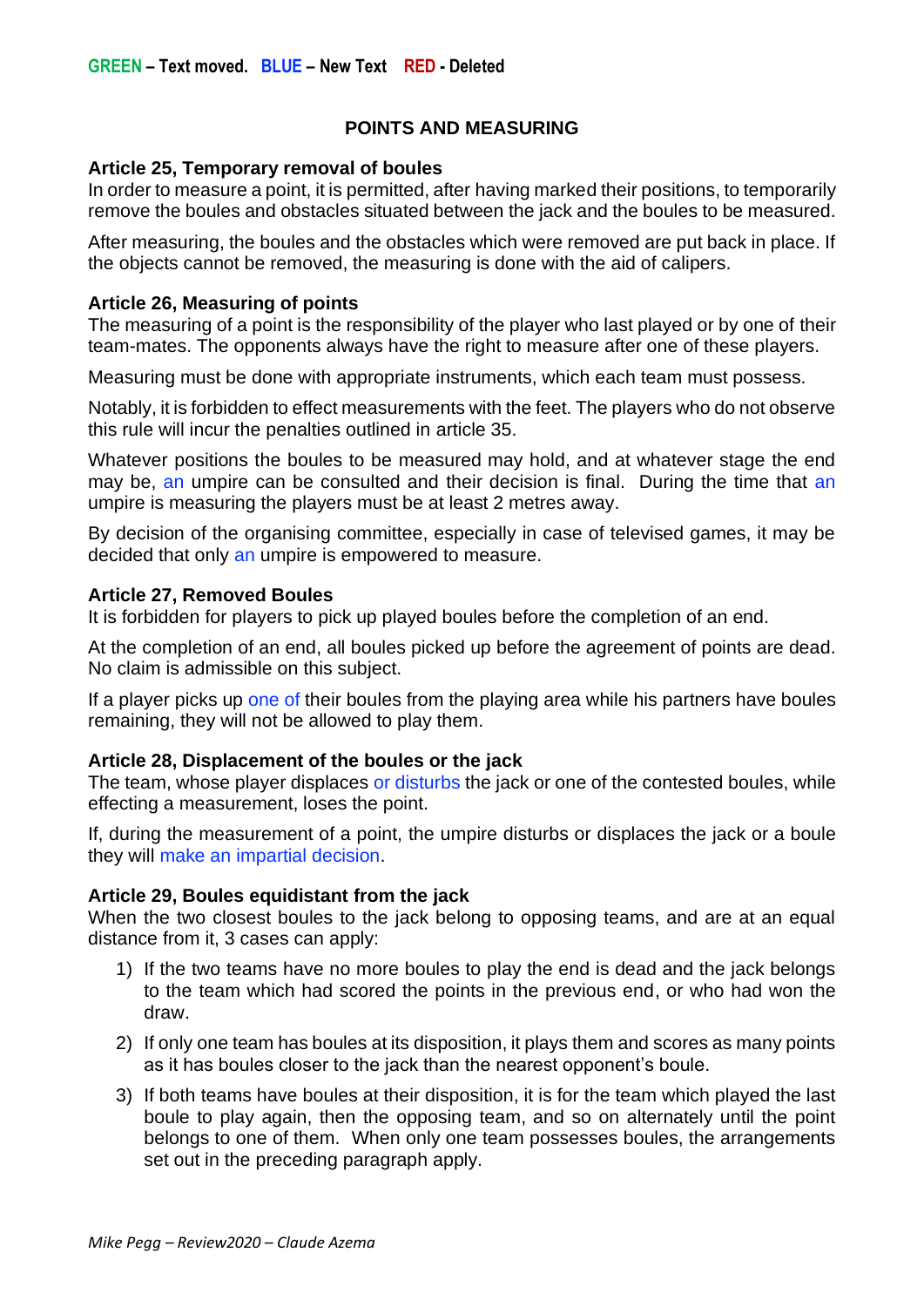**GREEN – Text moved. BLUE – New Text RED - Deleted**

## POINTS AND MEASURING

### Article 25, Temporary removal of boules

In order to measure a point, it is permitted, after having marked their positions, to temporarily remove the boules and obstacles situated between the jack and the boules to be measured.

After measuring, the boules and the obstacles which were removed are put back in place. If the objects cannot be removed, the measuring is done with the aid of calipers.

### Article 26, Measuring of points

The measuring of a point is the responsibility of the player who last played or by one of their team-mates. The opponents always have the right to measure after one of these players.

Measuring must be done with appropriate instruments, which each team must possess.

Notably, it is forbidden to effect measurements with the feet. The players who do not observe this rule will incur the penalties outlined in article 35.

Whatever positions the boules to be measured may hold, and at whatever stage the end may be, an umpire can be consulted and their decision is final. During the time that an umpire is measuring the players must be at least 2 metres away.

By decision of the organising committee, especially in case of televised games, it may be decided that only an umpire is empowered to measure.

### Article 27, Removed Boules

It is forbidden for players to pick up played boules before the completion of an end.

At the completion of an end, all boules picked up before the agreement of points are dead. No claim is admissible on this subject.

If a player picks up one of their boules from the playing area while his partners have boules remaining, they will not be allowed to play them.

### Article 28, Displacement of the boules or the jack

The team, whose player displaces or disturbs the jack or one of the contested boules, while effecting a measurement, loses the point.

If, during the measurement of a point, the umpire disturbs or displaces the jack or a boule they will make an impartial decision.

### Article 29, Boules equidistant from the jack

When the two closest boules to the jack belong to opposing teams, and are at an equal distance from it, 3 cases can apply:

1) If the two teams have no more boules to play the end is dead and the jack belongs to the team which had scored the points in the previous end, or who had won the draw.
2) If only one team has boules at its disposition, it plays them and scores as many points as it has boules closer to the jack than the nearest opponent's boule.
3) If both teams have boules at their disposition, it is for the team which played the last boule to play again, then the opposing team, and so on alternately until the point belongs to one of them. When only one team possesses boules, the arrangements set out in the preceding paragraph apply.

*Mike Pegg – Review2020 – Claude Azema*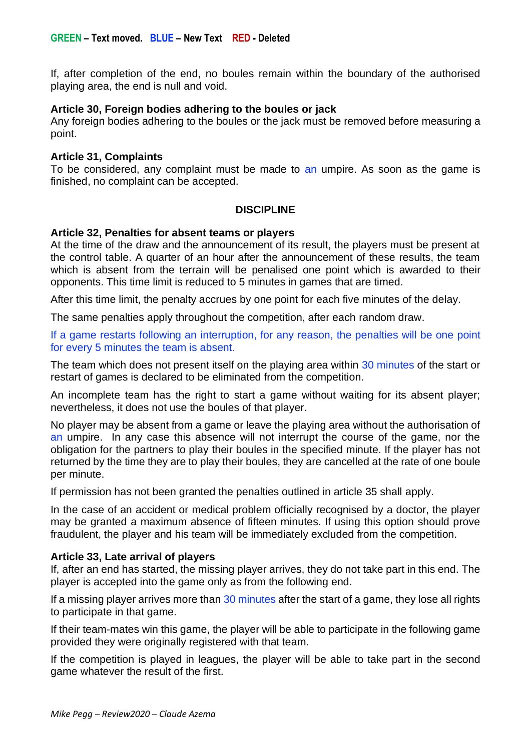**GREEN – Text moved. BLUE – New Text RED - Deleted**

If, after completion of the end, no boules remain within the boundary of the authorised playing area, the end is null and void.

**Article 30, Foreign bodies adhering to the boules or jack**

Any foreign bodies adhering to the boules or the jack must be removed before measuring a point.

**Article 31, Complaints**

To be considered, any complaint must be made to an umpire. As soon as the game is finished, no complaint can be accepted.

## DISCIPLINE

**Article 32, Penalties for absent teams or players**

At the time of the draw and the announcement of its result, the players must be present at the control table. A quarter of an hour after the announcement of these results, the team which is absent from the terrain will be penalised one point which is awarded to their opponents. This time limit is reduced to 5 minutes in games that are timed.

After this time limit, the penalty accrues by one point for each five minutes of the delay.

The same penalties apply throughout the competition, after each random draw.

If a game restarts following an interruption, for any reason, the penalties will be one point for every 5 minutes the team is absent.

The team which does not present itself on the playing area within 30 minutes of the start or restart of games is declared to be eliminated from the competition.

An incomplete team has the right to start a game without waiting for its absent player; nevertheless, it does not use the boules of that player.

No player may be absent from a game or leave the playing area without the authorisation of an umpire. In any case this absence will not interrupt the course of the game, nor the obligation for the partners to play their boules in the specified minute. If the player has not returned by the time they are to play their boules, they are cancelled at the rate of one boule per minute.

If permission has not been granted the penalties outlined in article 35 shall apply.

In the case of an accident or medical problem officially recognised by a doctor, the player may be granted a maximum absence of fifteen minutes. If using this option should prove fraudulent, the player and his team will be immediately excluded from the competition.

**Article 33, Late arrival of players**

If, after an end has started, the missing player arrives, they do not take part in this end. The player is accepted into the game only as from the following end.

If a missing player arrives more than 30 minutes after the start of a game, they lose all rights to participate in that game.

If their team-mates win this game, the player will be able to participate in the following game provided they were originally registered with that team.

If the competition is played in leagues, the player will be able to take part in the second game whatever the result of the first.

*Mike Pegg – Review2020 – Claude Azema*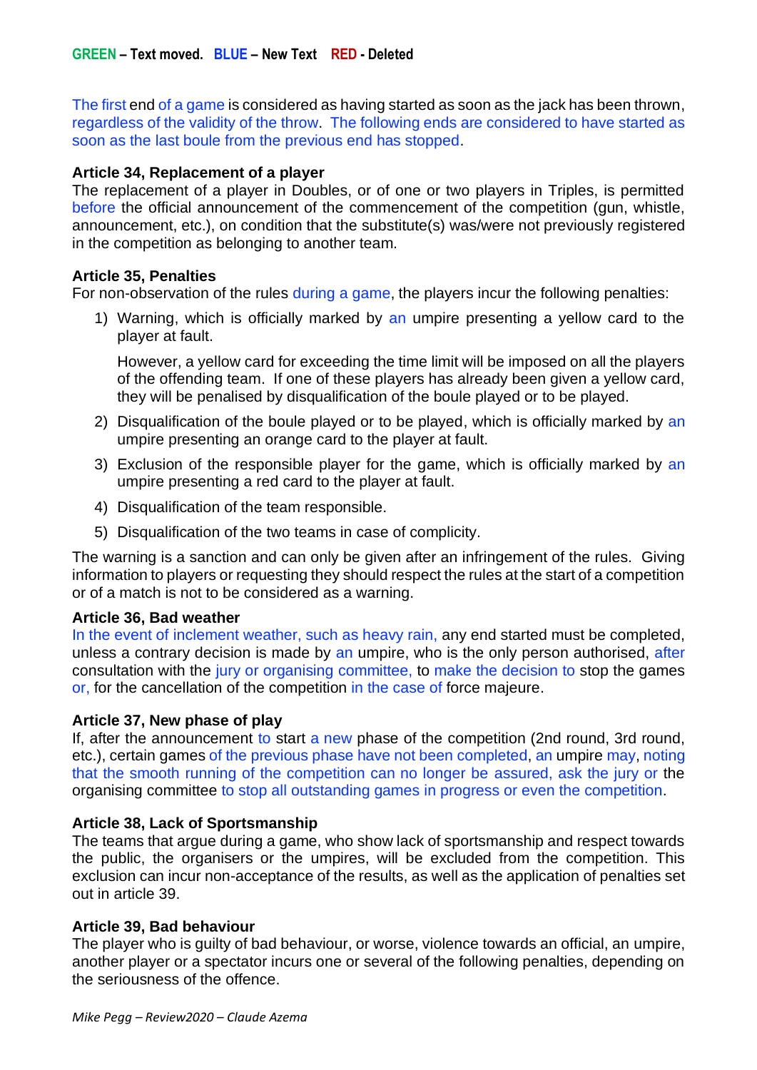**GREEN – Text moved. BLUE – New Text RED - Deleted**

The first end of a game is considered as having started as soon as the jack has been thrown, regardless of the validity of the throw. The following ends are considered to have started as soon as the last boule from the previous end has stopped.

**Article 34, Replacement of a player**
The replacement of a player in Doubles, or of one or two players in Triples, is permitted before the official announcement of the commencement of the competition (gun, whistle, announcement, etc.), on condition that the substitute(s) was/were not previously registered in the competition as belonging to another team.

**Article 35, Penalties**
For non-observation of the rules during a game, the players incur the following penalties:

1) Warning, which is officially marked by an umpire presenting a yellow card to the player at fault.

   However, a yellow card for exceeding the time limit will be imposed on all the players of the offending team. If one of these players has already been given a yellow card, they will be penalised by disqualification of the boule played or to be played.

2) Disqualification of the boule played or to be played, which is officially marked by an umpire presenting an orange card to the player at fault.
3) Exclusion of the responsible player for the game, which is officially marked by an umpire presenting a red card to the player at fault.
4) Disqualification of the team responsible.
5) Disqualification of the two teams in case of complicity.

The warning is a sanction and can only be given after an infringement of the rules. Giving information to players or requesting they should respect the rules at the start of a competition or of a match is not to be considered as a warning.

**Article 36, Bad weather**
In the event of inclement weather, such as heavy rain, any end started must be completed, unless a contrary decision is made by an umpire, who is the only person authorised, after consultation with the jury or organising committee, to make the decision to stop the games or, for the cancellation of the competition in the case of force majeure.

**Article 37, New phase of play**
If, after the announcement to start a new phase of the competition (2nd round, 3rd round, etc.), certain games of the previous phase have not been completed, an umpire may, noting that the smooth running of the competition can no longer be assured, ask the jury or the organising committee to stop all outstanding games in progress or even the competition.

**Article 38, Lack of Sportsmanship**
The teams that argue during a game, who show lack of sportsmanship and respect towards the public, the organisers or the umpires, will be excluded from the competition. This exclusion can incur non-acceptance of the results, as well as the application of penalties set out in article 39.

**Article 39, Bad behaviour**
The player who is guilty of bad behaviour, or worse, violence towards an official, an umpire, another player or a spectator incurs one or several of the following penalties, depending on the seriousness of the offence.

*Mike Pegg – Review2020 – Claude Azema*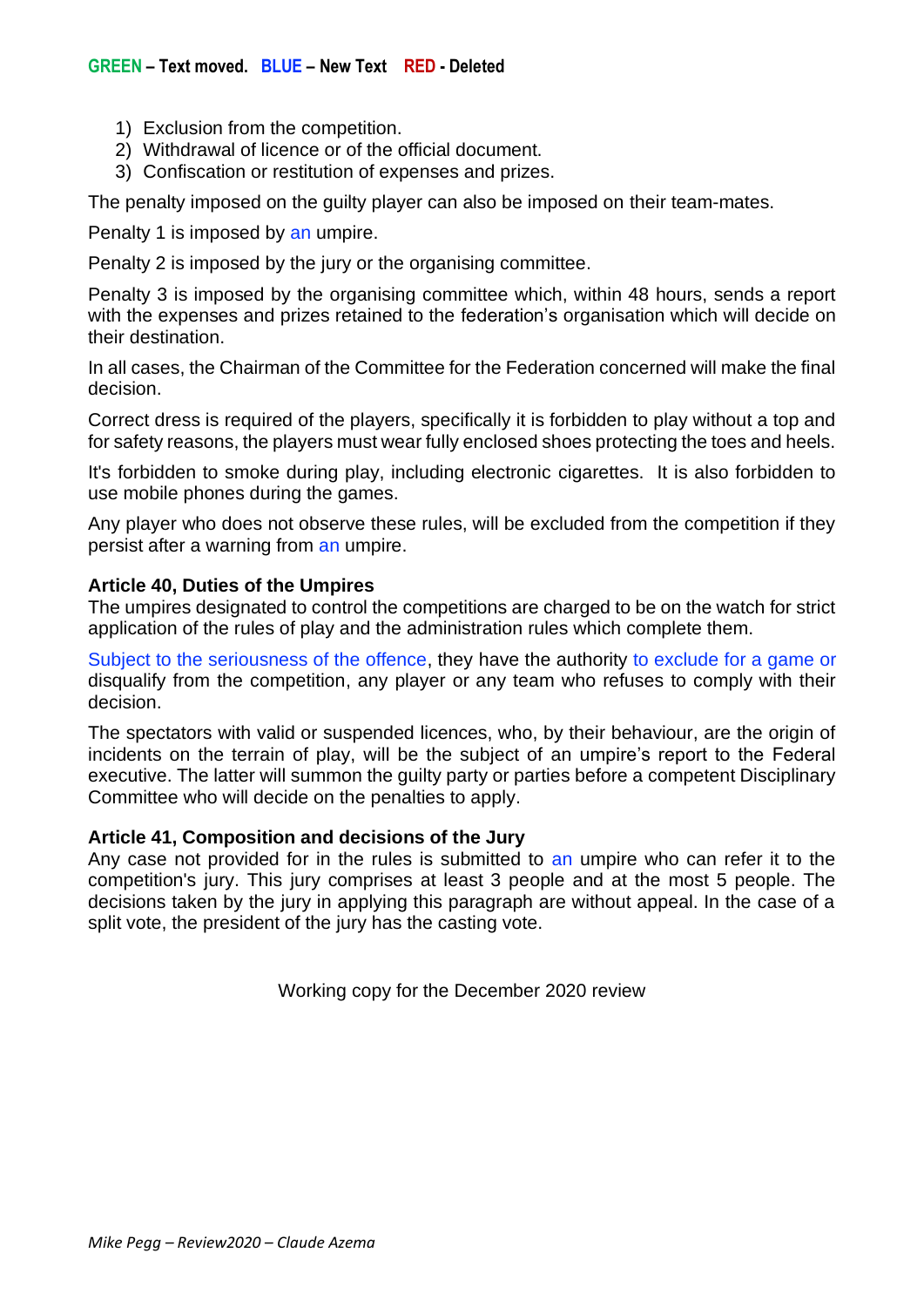**GREEN – Text moved.   BLUE – New Text   RED - Deleted**

1) Exclusion from the competition.
2) Withdrawal of licence or of the official document.
3) Confiscation or restitution of expenses and prizes.

The penalty imposed on the guilty player can also be imposed on their team-mates.

Penalty 1 is imposed by an umpire.

Penalty 2 is imposed by the jury or the organising committee.

Penalty 3 is imposed by the organising committee which, within 48 hours, sends a report with the expenses and prizes retained to the federation's organisation which will decide on their destination.

In all cases, the Chairman of the Committee for the Federation concerned will make the final decision.

Correct dress is required of the players, specifically it is forbidden to play without a top and for safety reasons, the players must wear fully enclosed shoes protecting the toes and heels.

It's forbidden to smoke during play, including electronic cigarettes.  It is also forbidden to use mobile phones during the games.

Any player who does not observe these rules, will be excluded from the competition if they persist after a warning from an umpire.

**Article 40, Duties of the Umpires**

The umpires designated to control the competitions are charged to be on the watch for strict application of the rules of play and the administration rules which complete them.

Subject to the seriousness of the offence, they have the authority to exclude for a game or disqualify from the competition, any player or any team who refuses to comply with their decision.

The spectators with valid or suspended licences, who, by their behaviour, are the origin of incidents on the terrain of play, will be the subject of an umpire's report to the Federal executive. The latter will summon the guilty party or parties before a competent Disciplinary Committee who will decide on the penalties to apply.

**Article 41, Composition and decisions of the Jury**

Any case not provided for in the rules is submitted to an umpire who can refer it to the competition's jury. This jury comprises at least 3 people and at the most 5 people. The decisions taken by the jury in applying this paragraph are without appeal. In the case of a split vote, the president of the jury has the casting vote.

Working copy for the December 2020 review